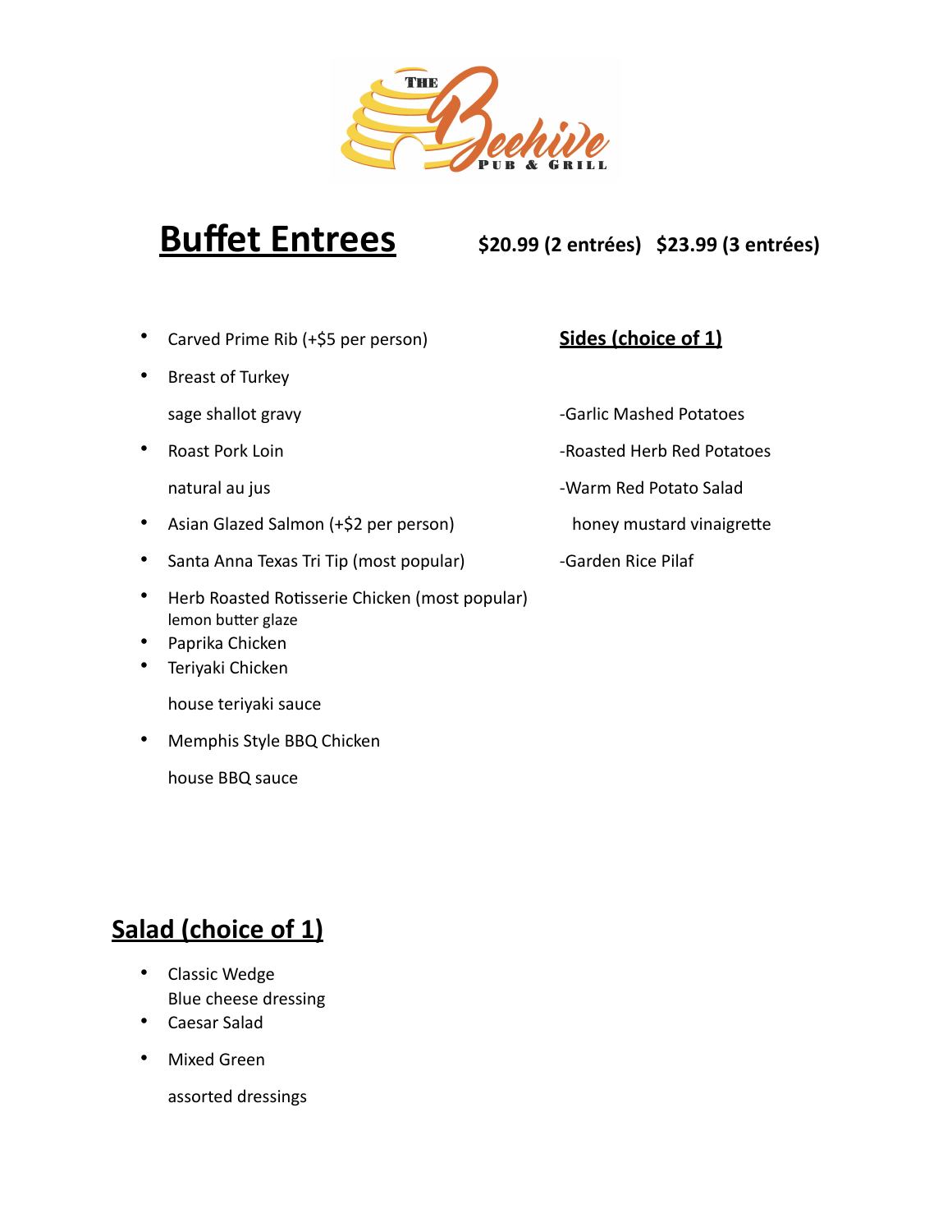THE Beehive PUB & GRILL

# Buffet Entrees

**$20.99 (2 entrées) $23.99 (3 entrées)**

- Carved Prime Rib (+$5 per person)
- Breast of Turkey

  sage shallot gravy
- Roast Pork Loin

  natural au jus
- Asian Glazed Salmon (+$2 per person)
- Santa Anna Texas Tri Tip (most popular)
- Herb Roasted Rotisserie Chicken (most popular)
  lemon butter glaze
- Paprika Chicken
- Teriyaki Chicken

  house teriyaki sauce
- Memphis Style BBQ Chicken

  house BBQ sauce

## Sides (choice of 1)

-Garlic Mashed Potatoes

-Roasted Herb Red Potatoes

-Warm Red Potato Salad

honey mustard vinaigrette

-Garden Rice Pilaf

## Salad (choice of 1)

- Classic Wedge
  Blue cheese dressing
- Caesar Salad
- Mixed Green

  assorted dressings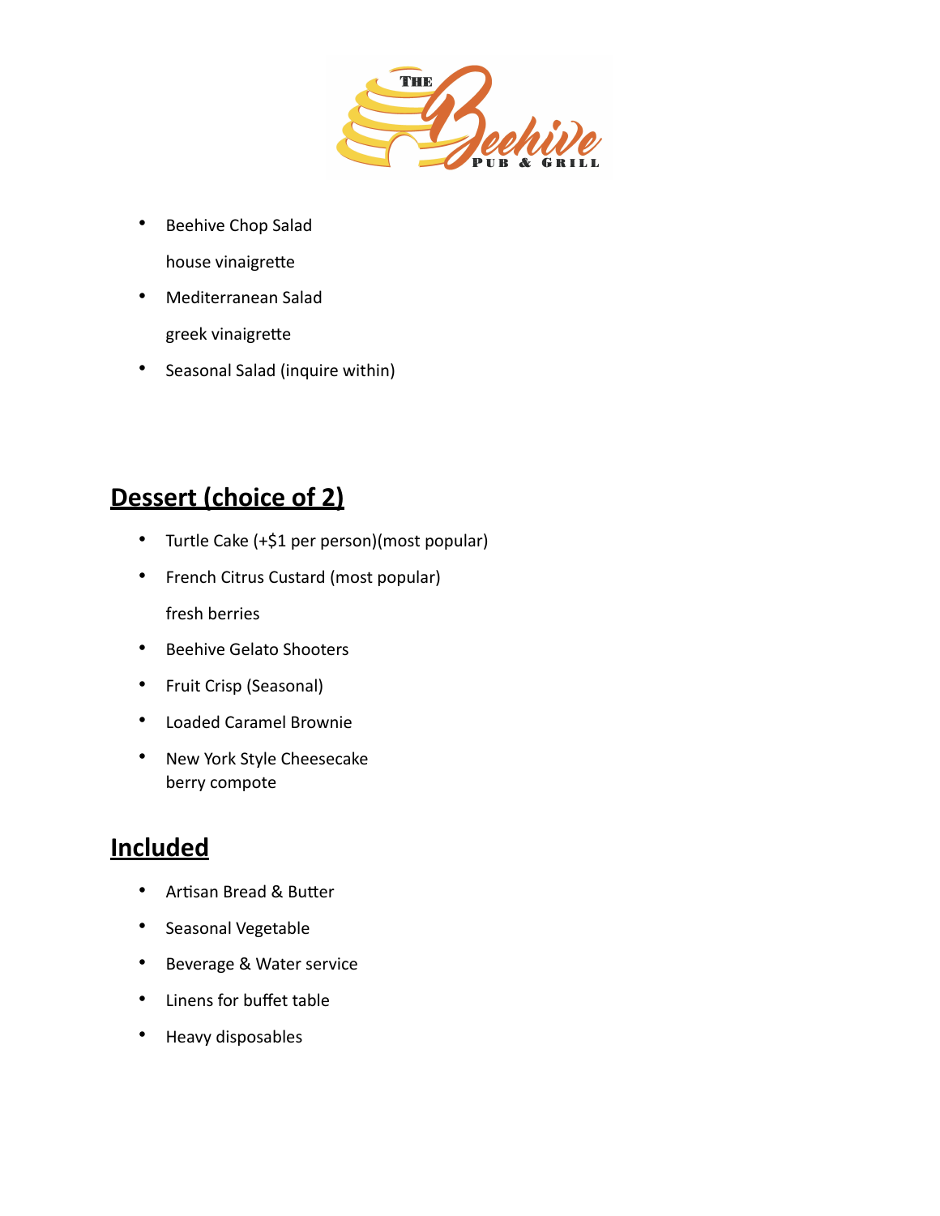- Beehive Chop Salad

  house vinaigrette

- Mediterranean Salad

  greek vinaigrette

- Seasonal Salad (inquire within)

## Dessert (choice of 2)

- Turtle Cake (+$1 per person)(most popular)
- French Citrus Custard (most popular)

  fresh berries

- Beehive Gelato Shooters
- Fruit Crisp (Seasonal)
- Loaded Caramel Brownie
- New York Style Cheesecake
  berry compote

## Included

- Artisan Bread & Butter
- Seasonal Vegetable
- Beverage & Water service
- Linens for buffet table
- Heavy disposables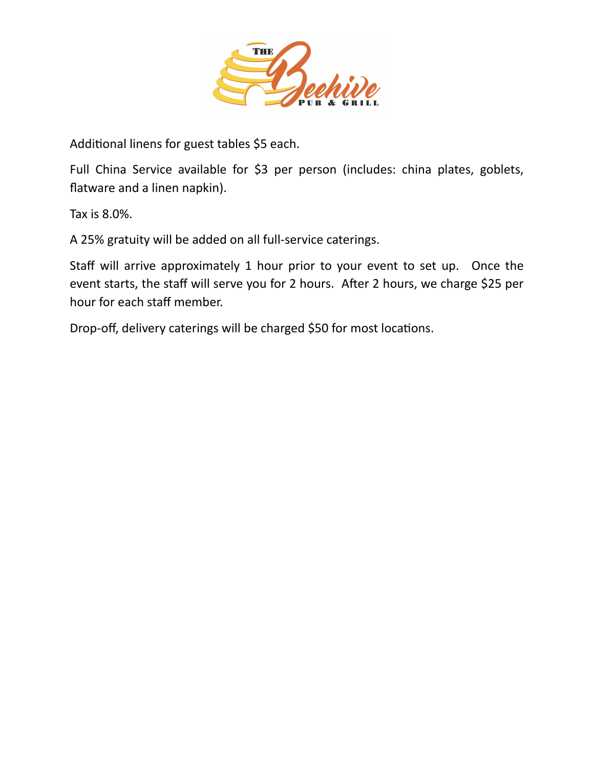Additional linens for guest tables $5 each.

Full China Service available for $3 per person (includes: china plates, goblets, flatware and a linen napkin).

Tax is 8.0%.

A 25% gratuity will be added on all full-service caterings.

Staff will arrive approximately 1 hour prior to your event to set up. Once the event starts, the staff will serve you for 2 hours. After 2 hours, we charge $25 per hour for each staff member.

Drop-off, delivery caterings will be charged $50 for most locations.